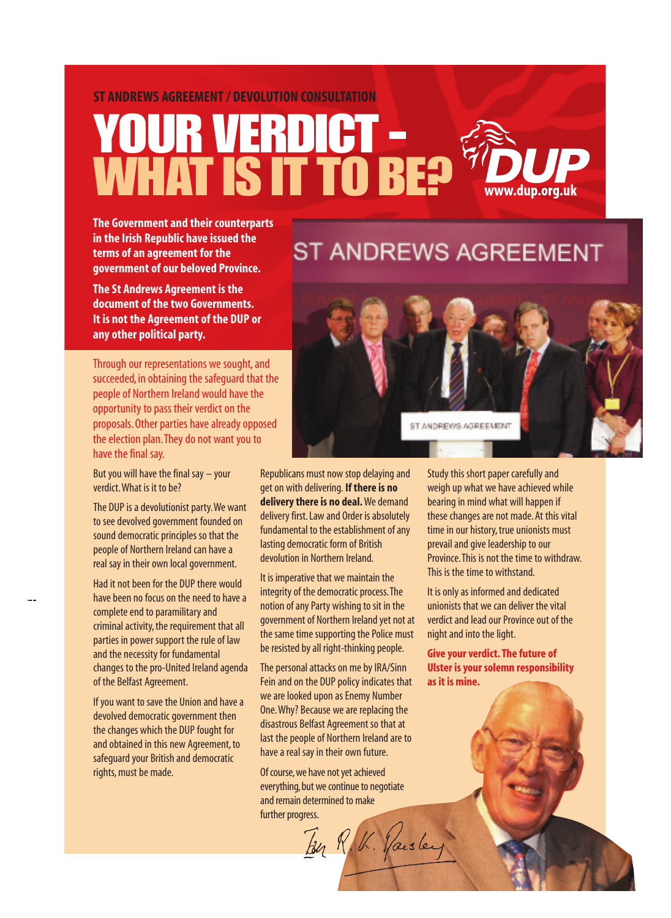**ST ANDREWS AGREEMENT / DEVOLUTION CONSULTATION**

# YOUR VERDICT - WHAT IS IT TO BE?

DUP
www.dup.org.uk

**The Government and their counterparts in the Irish Republic have issued the terms of an agreement for the government of our beloved Province.**

**The St Andrews Agreement is the document of the two Governments. It is not the Agreement of the DUP or any other political party.**

Through our representations we sought, and succeeded, in obtaining the safeguard that the people of Northern Ireland would have the opportunity to pass their verdict on the proposals. Other parties have already opposed the election plan. They do not want you to have the final say.

But you will have the final say – your verdict. What is it to be?

The DUP is a devolutionist party. We want to see devolved government founded on sound democratic principles so that the people of Northern Ireland can have a real say in their own local government.

Had it not been for the DUP there would have been no focus on the need to have a complete end to paramilitary and criminal activity, the requirement that all parties in power support the rule of law and the necessity for fundamental changes to the pro-United Ireland agenda of the Belfast Agreement.

If you want to save the Union and have a devolved democratic government then the changes which the DUP fought for and obtained in this new Agreement, to safeguard your British and democratic rights, must be made.

Republicans must now stop delaying and get on with delivering. **If there is no delivery there is no deal.** We demand delivery first. Law and Order is absolutely fundamental to the establishment of any lasting democratic form of British devolution in Northern Ireland.

It is imperative that we maintain the integrity of the democratic process. The notion of any Party wishing to sit in the government of Northern Ireland yet not at the same time supporting the Police must be resisted by all right-thinking people.

The personal attacks on me by IRA/Sinn Fein and on the DUP policy indicates that we are looked upon as Enemy Number One. Why? Because we are replacing the disastrous Belfast Agreement so that at last the people of Northern Ireland are to have a real say in their own future.

Of course, we have not yet achieved everything, but we continue to negotiate and remain determined to make further progress.

Study this short paper carefully and weigh up what we have achieved while bearing in mind what will happen if these changes are not made. At this vital time in our history, true unionists must prevail and give leadership to our Province. This is not the time to withdraw. This is the time to withstand.

It is only as informed and dedicated unionists that we can deliver the vital verdict and lead our Province out of the night and into the light.

**Give your verdict. The future of Ulster is your solemn responsibility as it is mine.**

Ian R. K. Paisley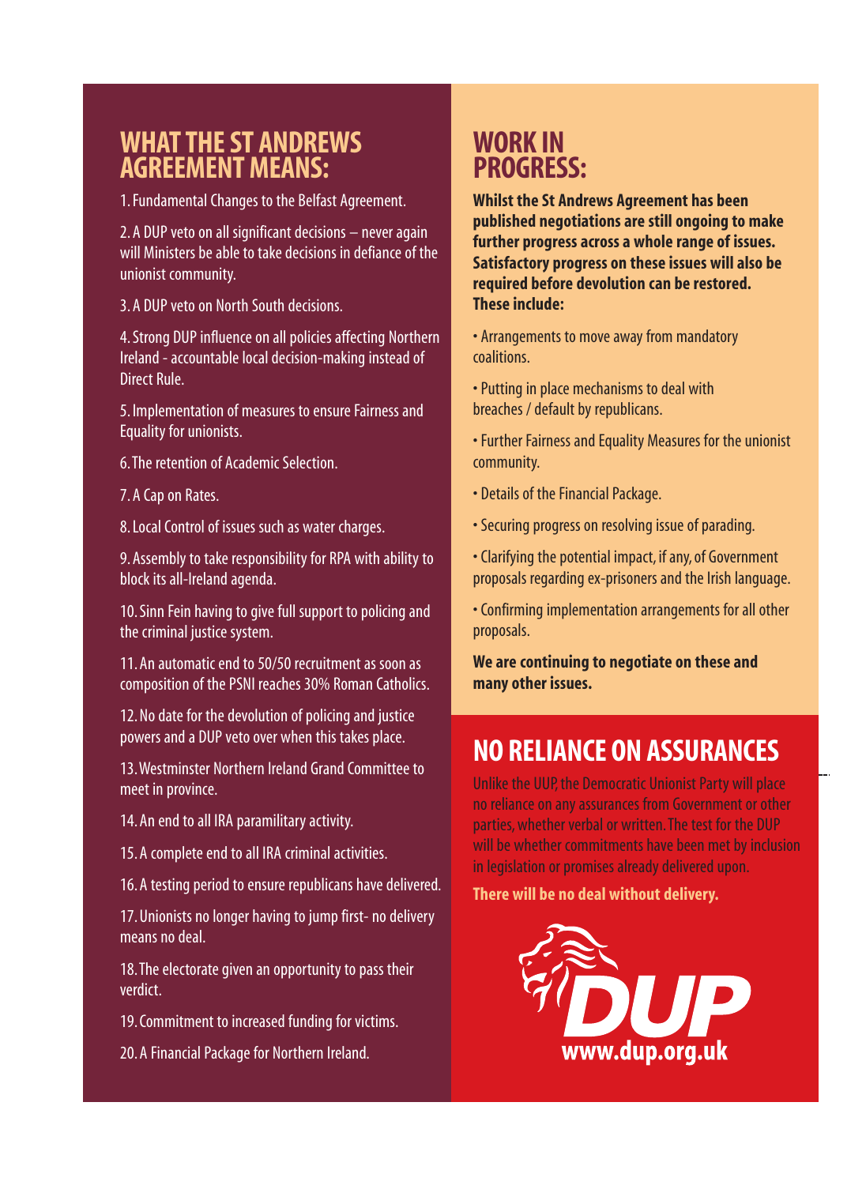## WHAT THE ST ANDREWS AGREEMENT MEANS:

1. Fundamental Changes to the Belfast Agreement.

2. A DUP veto on all significant decisions – never again will Ministers be able to take decisions in defiance of the unionist community.

3. A DUP veto on North South decisions.

4. Strong DUP influence on all policies affecting Northern Ireland - accountable local decision-making instead of Direct Rule.

5. Implementation of measures to ensure Fairness and Equality for unionists.

6. The retention of Academic Selection.

7. A Cap on Rates.

8. Local Control of issues such as water charges.

9. Assembly to take responsibility for RPA with ability to block its all-Ireland agenda.

10. Sinn Fein having to give full support to policing and the criminal justice system.

11. An automatic end to 50/50 recruitment as soon as composition of the PSNI reaches 30% Roman Catholics.

12. No date for the devolution of policing and justice powers and a DUP veto over when this takes place.

13. Westminster Northern Ireland Grand Committee to meet in province.

14. An end to all IRA paramilitary activity.

15. A complete end to all IRA criminal activities.

16. A testing period to ensure republicans have delivered.

17. Unionists no longer having to jump first- no delivery means no deal.

18. The electorate given an opportunity to pass their verdict.

19. Commitment to increased funding for victims.

20. A Financial Package for Northern Ireland.

## WORK IN PROGRESS:

**Whilst the St Andrews Agreement has been published negotiations are still ongoing to make further progress across a whole range of issues. Satisfactory progress on these issues will also be required before devolution can be restored. These include:**

- Arrangements to move away from mandatory coalitions.
- Putting in place mechanisms to deal with breaches / default by republicans.
- Further Fairness and Equality Measures for the unionist community.
- Details of the Financial Package.
- Securing progress on resolving issue of parading.
- Clarifying the potential impact, if any, of Government proposals regarding ex-prisoners and the Irish language.
- Confirming implementation arrangements for all other proposals.

**We are continuing to negotiate on these and many other issues.**

## NO RELIANCE ON ASSURANCES

Unlike the UUP, the Democratic Unionist Party will place no reliance on any assurances from Government or other parties, whether verbal or written. The test for the DUP will be whether commitments have been met by inclusion in legislation or promises already delivered upon.

**There will be no deal without delivery.**

DUP

www.dup.org.uk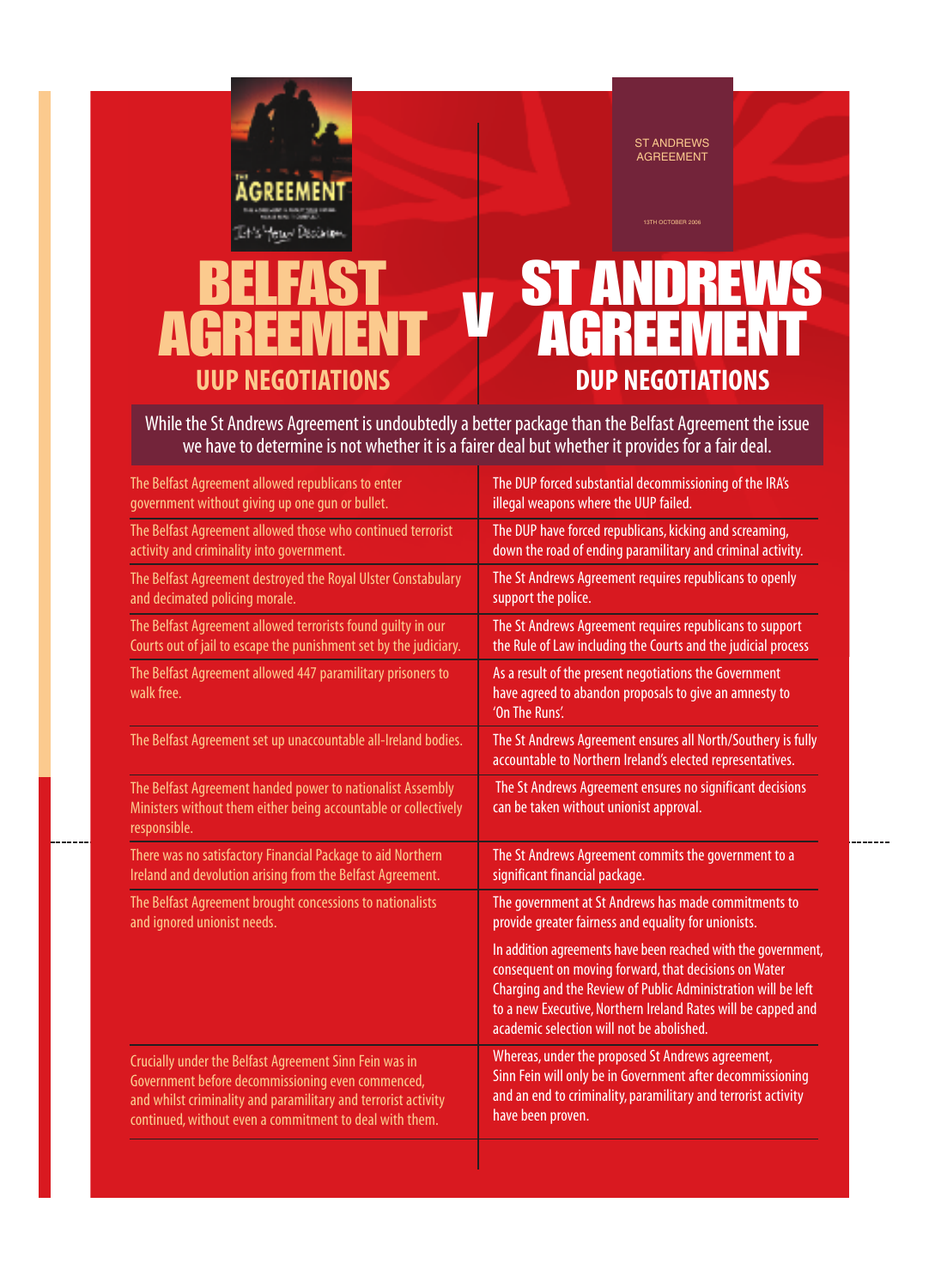# BELFAST AGREEMENT v ST ANDREWS AGREEMENT

## UUP NEGOTIATIONS | DUP NEGOTIATIONS

While the St Andrews Agreement is undoubtedly a better package than the Belfast Agreement the issue we have to determine is not whether it is a fairer deal but whether it provides for a fair deal.

| | |
|---|---|
| The Belfast Agreement allowed republicans to enter government without giving up one gun or bullet. | The DUP forced substantial decommissioning of the IRA's illegal weapons where the UUP failed. |
| The Belfast Agreement allowed those who continued terrorist activity and criminality into government. | The DUP have forced republicans, kicking and screaming, down the road of ending paramilitary and criminal activity. |
| The Belfast Agreement destroyed the Royal Ulster Constabulary and decimated policing morale. | The St Andrews Agreement requires republicans to openly support the police. |
| The Belfast Agreement allowed terrorists found guilty in our Courts out of jail to escape the punishment set by the judiciary. | The St Andrews Agreement requires republicans to support the Rule of Law including the Courts and the judicial process |
| The Belfast Agreement allowed 447 paramilitary prisoners to walk free. | As a result of the present negotiations the Government have agreed to abandon proposals to give an amnesty to 'On The Runs'. |
| The Belfast Agreement set up unaccountable all-Ireland bodies. | The St Andrews Agreement ensures all North/Southery is fully accountable to Northern Ireland's elected representatives. |
| The Belfast Agreement handed power to nationalist Assembly Ministers without them either being accountable or collectively responsible. | The St Andrews Agreement ensures no significant decisions can be taken without unionist approval. |
| There was no satisfactory Financial Package to aid Northern Ireland and devolution arising from the Belfast Agreement. | The St Andrews Agreement commits the government to a significant financial package. |
| The Belfast Agreement brought concessions to nationalists and ignored unionist needs. | The government at St Andrews has made commitments to provide greater fairness and equality for unionists. |
| | In addition agreements have been reached with the government, consequent on moving forward, that decisions on Water Charging and the Review of Public Administration will be left to a new Executive, Northern Ireland Rates will be capped and academic selection will not be abolished. |
| Crucially under the Belfast Agreement Sinn Fein was in Government before decommissioning even commenced, and whilst criminality and paramilitary and terrorist activity continued, without even a commitment to deal with them. | Whereas, under the proposed St Andrews agreement, Sinn Fein will only be in Government after decommissioning and an end to criminality, paramilitary and terrorist activity have been proven. |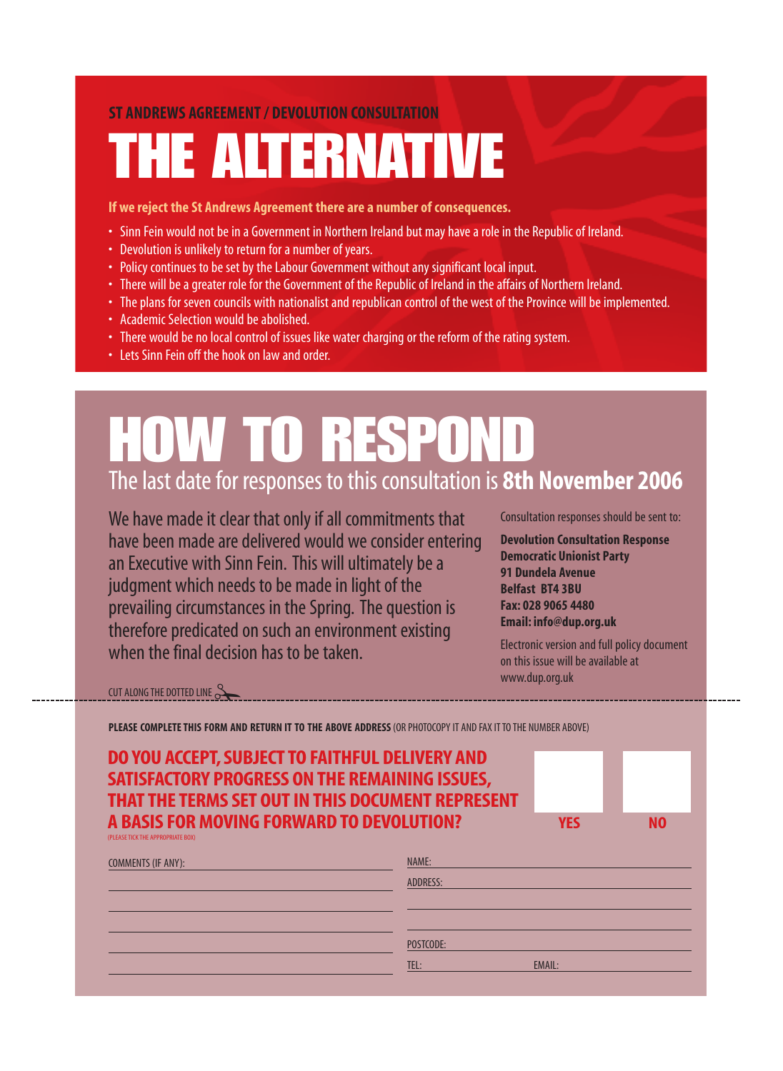**ST ANDREWS AGREEMENT / DEVOLUTION CONSULTATION**

# THE ALTERNATIVE

**If we reject the St Andrews Agreement there are a number of consequences.**

- Sinn Fein would not be in a Government in Northern Ireland but may have a role in the Republic of Ireland.
- Devolution is unlikely to return for a number of years.
- Policy continues to be set by the Labour Government without any significant local input.
- There will be a greater role for the Government of the Republic of Ireland in the affairs of Northern Ireland.
- The plans for seven councils with nationalist and republican control of the west of the Province will be implemented.
- Academic Selection would be abolished.
- There would be no local control of issues like water charging or the reform of the rating system.
- Lets Sinn Fein off the hook on law and order.

# HOW TO RESPOND

## The last date for responses to this consultation is **8th November 2006**

We have made it clear that only if all commitments that have been made are delivered would we consider entering an Executive with Sinn Fein. This will ultimately be a judgment which needs to be made in light of the prevailing circumstances in the Spring. The question is therefore predicated on such an environment existing when the final decision has to be taken.

Consultation responses should be sent to:

**Devolution Consultation Response**
**Democratic Unionist Party**
**91 Dundela Avenue**
**Belfast BT4 3BU**
**Fax: 028 9065 4480**
**Email: info@dup.org.uk**

Electronic version and full policy document on this issue will be available at www.dup.org.uk

CUT ALONG THE DOTTED LINE

---

**PLEASE COMPLETE THIS FORM AND RETURN IT TO THE ABOVE ADDRESS** (OR PHOTOCOPY IT AND FAX IT TO THE NUMBER ABOVE)

**DO YOU ACCEPT, SUBJECT TO FAITHFUL DELIVERY AND SATISFACTORY PROGRESS ON THE REMAINING ISSUES, THAT THE TERMS SET OUT IN THIS DOCUMENT REPRESENT A BASIS FOR MOVING FORWARD TO DEVOLUTION?**

(PLEASE TICK THE APPROPRIATE BOX)

**YES** ☐ **NO** ☐

COMMENTS (IF ANY): ______________________

NAME: ______________________

ADDRESS: ______________________

POSTCODE: ______________________

TEL: ______________ EMAIL: ______________